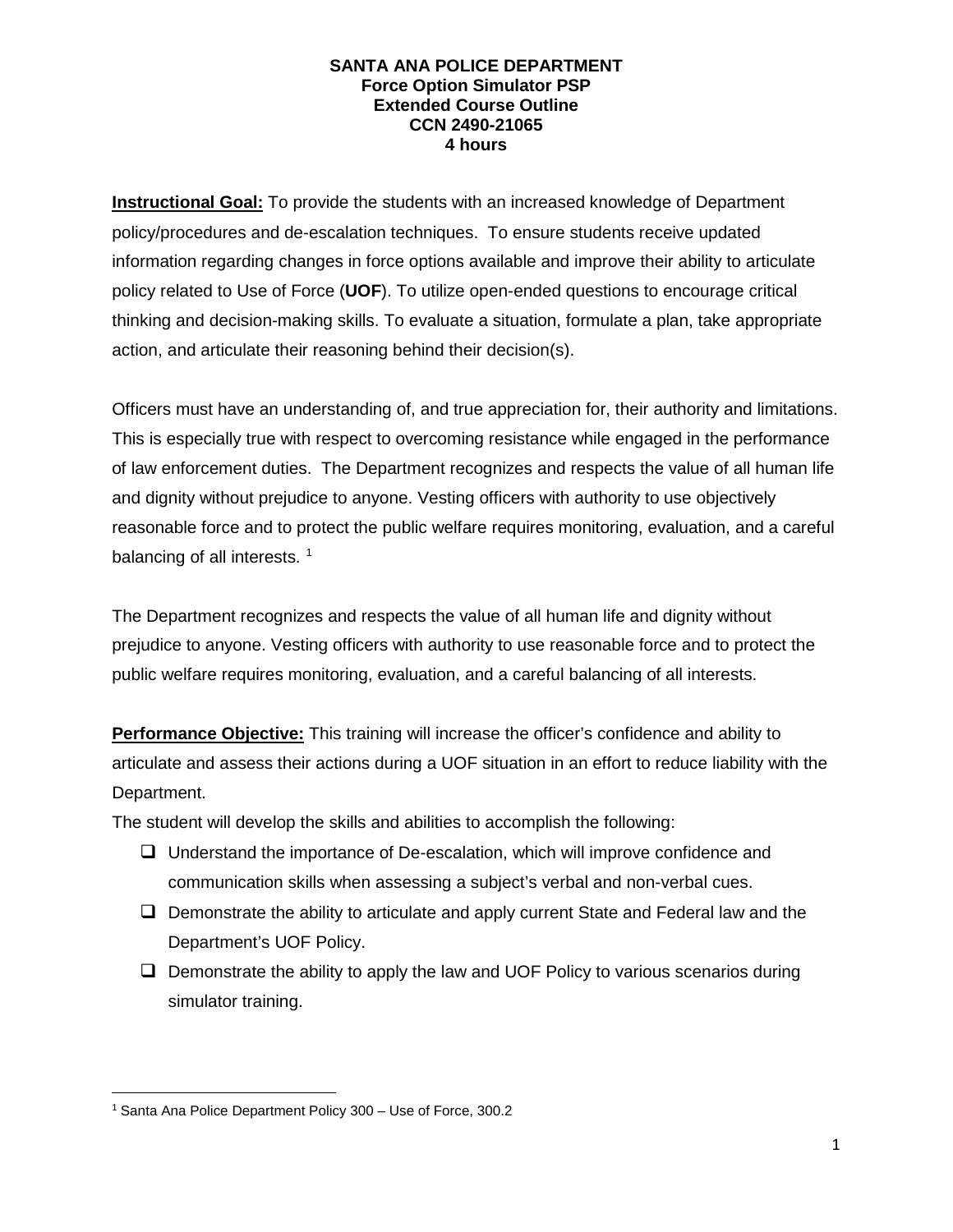**SANTA ANA POLICE DEPARTMENT**
**Force Option Simulator PSP**
**Extended Course Outline**
**CCN 2490-21065**
**4 hours**

**Instructional Goal:** To provide the students with an increased knowledge of Department policy/procedures and de-escalation techniques. To ensure students receive updated information regarding changes in force options available and improve their ability to articulate policy related to Use of Force (**UOF**). To utilize open-ended questions to encourage critical thinking and decision-making skills. To evaluate a situation, formulate a plan, take appropriate action, and articulate their reasoning behind their decision(s).

Officers must have an understanding of, and true appreciation for, their authority and limitations. This is especially true with respect to overcoming resistance while engaged in the performance of law enforcement duties. The Department recognizes and respects the value of all human life and dignity without prejudice to anyone. Vesting officers with authority to use objectively reasonable force and to protect the public welfare requires monitoring, evaluation, and a careful balancing of all interests. [1]

The Department recognizes and respects the value of all human life and dignity without prejudice to anyone. Vesting officers with authority to use reasonable force and to protect the public welfare requires monitoring, evaluation, and a careful balancing of all interests.

**Performance Objective:** This training will increase the officer's confidence and ability to articulate and assess their actions during a UOF situation in an effort to reduce liability with the Department.

The student will develop the skills and abilities to accomplish the following:

- ❑ Understand the importance of De-escalation, which will improve confidence and communication skills when assessing a subject's verbal and non-verbal cues.
- ❑ Demonstrate the ability to articulate and apply current State and Federal law and the Department's UOF Policy.
- ❑ Demonstrate the ability to apply the law and UOF Policy to various scenarios during simulator training.

---

[1] Santa Ana Police Department Policy 300 – Use of Force, 300.2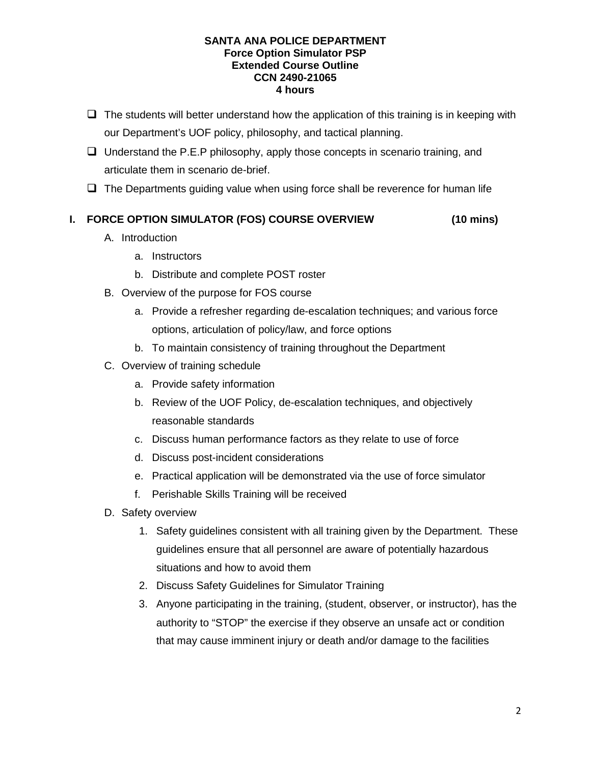**SANTA ANA POLICE DEPARTMENT**
**Force Option Simulator PSP**
**Extended Course Outline**
**CCN 2490-21065**
**4 hours**

- ❑ The students will better understand how the application of this training is in keeping with our Department's UOF policy, philosophy, and tactical planning.
- ❑ Understand the P.E.P philosophy, apply those concepts in scenario training, and articulate them in scenario de-brief.
- ❑ The Departments guiding value when using force shall be reverence for human life

## I. FORCE OPTION SIMULATOR (FOS) COURSE OVERVIEW (10 mins)

A. Introduction

  a. Instructors

  b. Distribute and complete POST roster

B. Overview of the purpose for FOS course

  a. Provide a refresher regarding de-escalation techniques; and various force options, articulation of policy/law, and force options

  b. To maintain consistency of training throughout the Department

C. Overview of training schedule

  a. Provide safety information

  b. Review of the UOF Policy, de-escalation techniques, and objectively reasonable standards

  c. Discuss human performance factors as they relate to use of force

  d. Discuss post-incident considerations

  e. Practical application will be demonstrated via the use of force simulator

  f. Perishable Skills Training will be received

D. Safety overview

  1. Safety guidelines consistent with all training given by the Department. These guidelines ensure that all personnel are aware of potentially hazardous situations and how to avoid them

  2. Discuss Safety Guidelines for Simulator Training

  3. Anyone participating in the training, (student, observer, or instructor), has the authority to "STOP" the exercise if they observe an unsafe act or condition that may cause imminent injury or death and/or damage to the facilities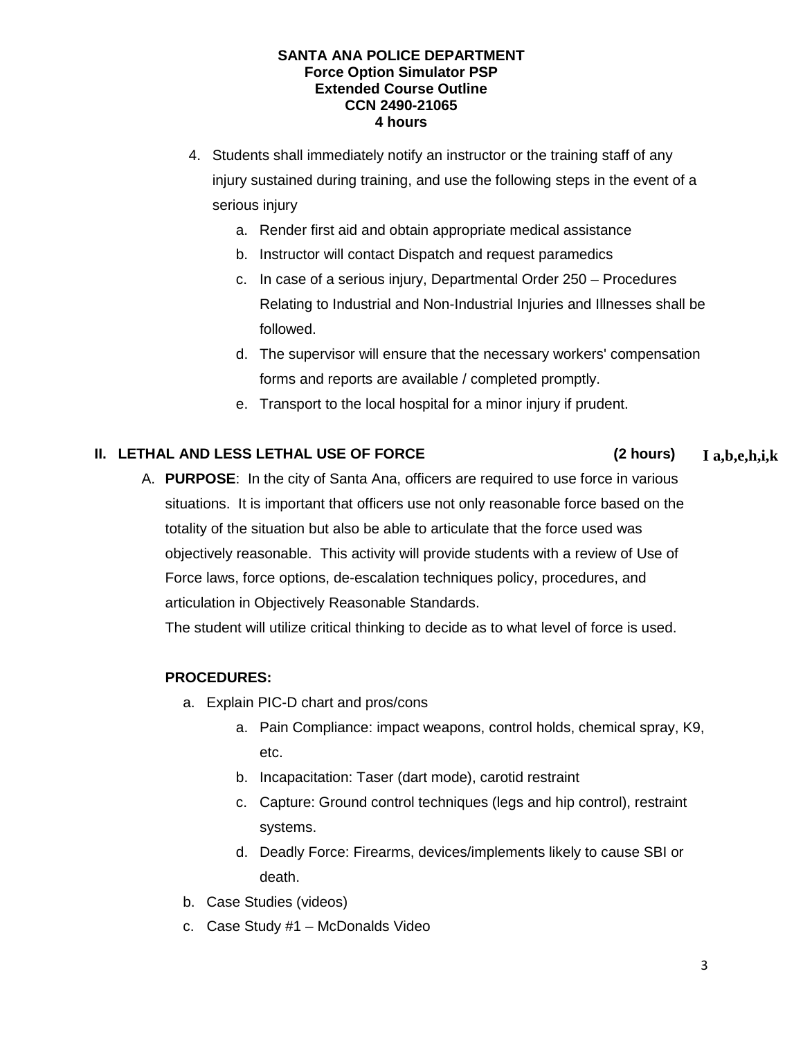4. Students shall immediately notify an instructor or the training staff of any injury sustained during training, and use the following steps in the event of a serious injury
   a. Render first aid and obtain appropriate medical assistance
   b. Instructor will contact Dispatch and request paramedics
   c. In case of a serious injury, Departmental Order 250 – Procedures Relating to Industrial and Non-Industrial Injuries and Illnesses shall be followed.
   d. The supervisor will ensure that the necessary workers' compensation forms and reports are available / completed promptly.
   e. Transport to the local hospital for a minor injury if prudent.

## II. LETHAL AND LESS LETHAL USE OF FORCE (2 hours) I a,b,e,h,i,k

A. **PURPOSE**: In the city of Santa Ana, officers are required to use force in various situations. It is important that officers use not only reasonable force based on the totality of the situation but also be able to articulate that the force used was objectively reasonable. This activity will provide students with a review of Use of Force laws, force options, de-escalation techniques policy, procedures, and articulation in Objectively Reasonable Standards.
The student will utilize critical thinking to decide as to what level of force is used.

**PROCEDURES:**

a. Explain PIC-D chart and pros/cons
   a. Pain Compliance: impact weapons, control holds, chemical spray, K9, etc.
   b. Incapacitation: Taser (dart mode), carotid restraint
   c. Capture: Ground control techniques (legs and hip control), restraint systems.
   d. Deadly Force: Firearms, devices/implements likely to cause SBI or death.
b. Case Studies (videos)
c. Case Study #1 – McDonalds Video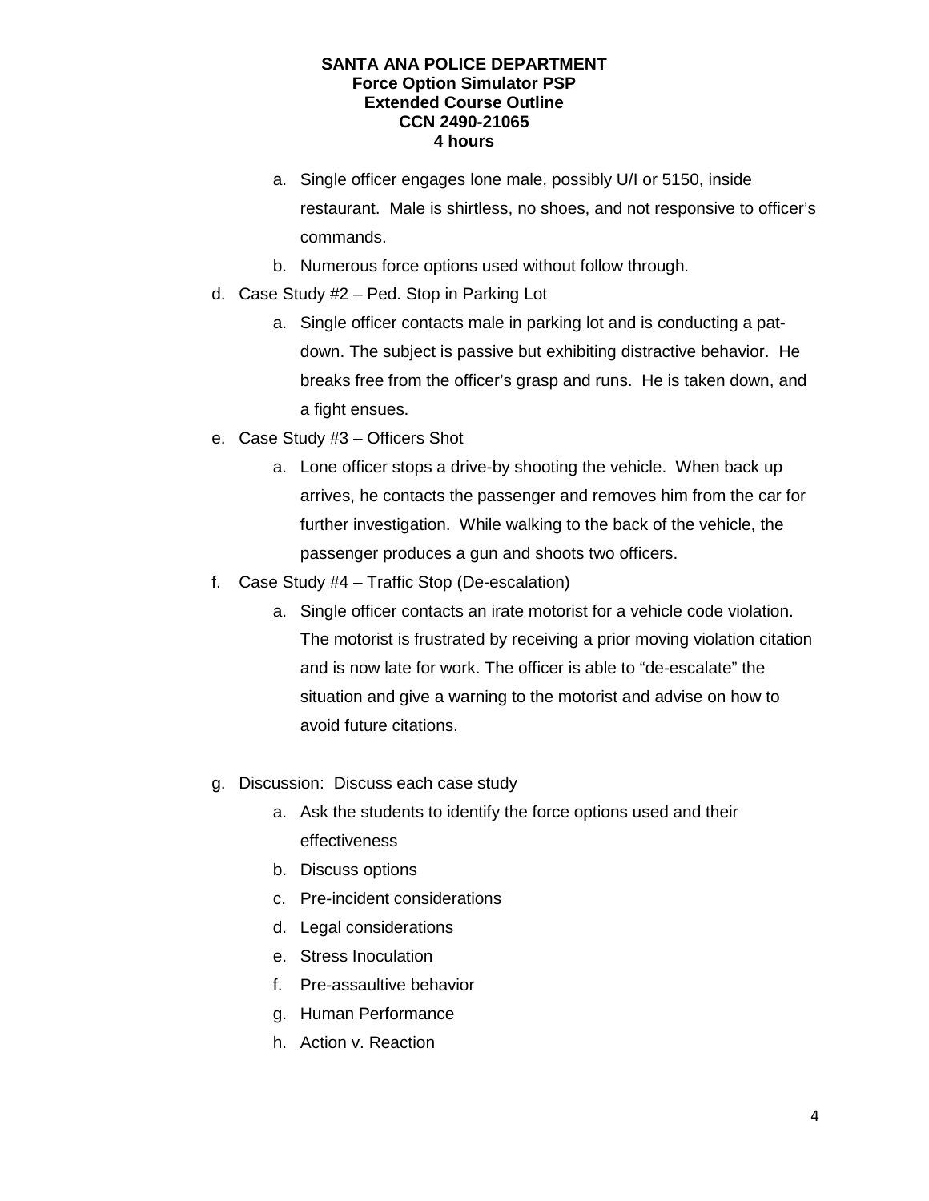a. Single officer engages lone male, possibly U/I or 5150, inside restaurant. Male is shirtless, no shoes, and not responsive to officer's commands.
b. Numerous force options used without follow through.

d. Case Study #2 – Ped. Stop in Parking Lot
    a. Single officer contacts male in parking lot and is conducting a pat-down. The subject is passive but exhibiting distractive behavior. He breaks free from the officer's grasp and runs. He is taken down, and a fight ensues.
e. Case Study #3 – Officers Shot
    a. Lone officer stops a drive-by shooting the vehicle. When back up arrives, he contacts the passenger and removes him from the car for further investigation. While walking to the back of the vehicle, the passenger produces a gun and shoots two officers.
f. Case Study #4 – Traffic Stop (De-escalation)
    a. Single officer contacts an irate motorist for a vehicle code violation. The motorist is frustrated by receiving a prior moving violation citation and is now late for work. The officer is able to "de-escalate" the situation and give a warning to the motorist and advise on how to avoid future citations.

g. Discussion: Discuss each case study
    a. Ask the students to identify the force options used and their effectiveness
    b. Discuss options
    c. Pre-incident considerations
    d. Legal considerations
    e. Stress Inoculation
    f. Pre-assaultive behavior
    g. Human Performance
    h. Action v. Reaction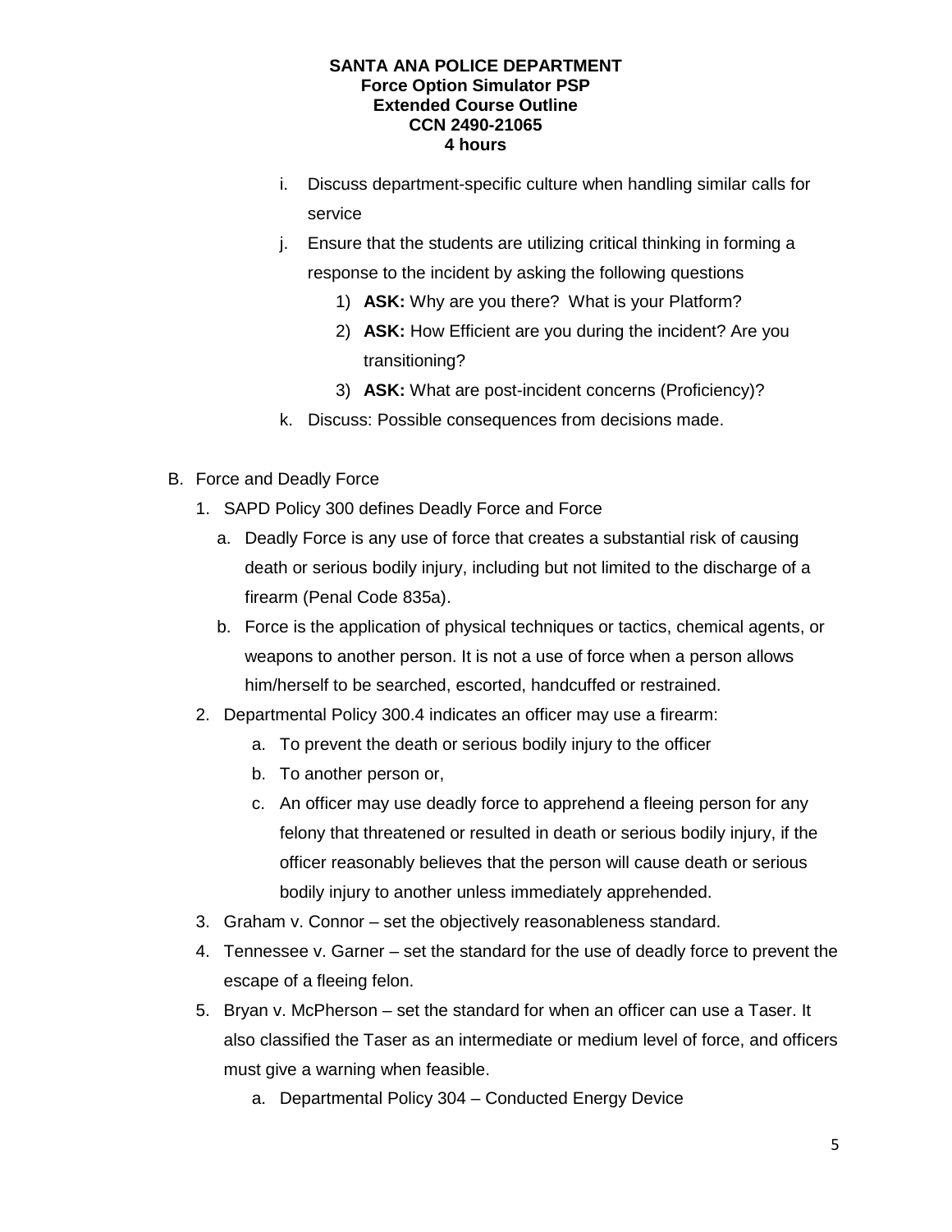i. Discuss department-specific culture when handling similar calls for service

j. Ensure that the students are utilizing critical thinking in forming a response to the incident by asking the following questions

   1) **ASK:** Why are you there? What is your Platform?
   2) **ASK:** How Efficient are you during the incident? Are you transitioning?
   3) **ASK:** What are post-incident concerns (Proficiency)?

k. Discuss: Possible consequences from decisions made.

B. Force and Deadly Force

1. SAPD Policy 300 defines Deadly Force and Force
   a. Deadly Force is any use of force that creates a substantial risk of causing death or serious bodily injury, including but not limited to the discharge of a firearm (Penal Code 835a).
   b. Force is the application of physical techniques or tactics, chemical agents, or weapons to another person. It is not a use of force when a person allows him/herself to be searched, escorted, handcuffed or restrained.
2. Departmental Policy 300.4 indicates an officer may use a firearm:
   a. To prevent the death or serious bodily injury to the officer
   b. To another person or,
   c. An officer may use deadly force to apprehend a fleeing person for any felony that threatened or resulted in death or serious bodily injury, if the officer reasonably believes that the person will cause death or serious bodily injury to another unless immediately apprehended.
3. Graham v. Connor – set the objectively reasonableness standard.
4. Tennessee v. Garner – set the standard for the use of deadly force to prevent the escape of a fleeing felon.
5. Bryan v. McPherson – set the standard for when an officer can use a Taser. It also classified the Taser as an intermediate or medium level of force, and officers must give a warning when feasible.
   a. Departmental Policy 304 – Conducted Energy Device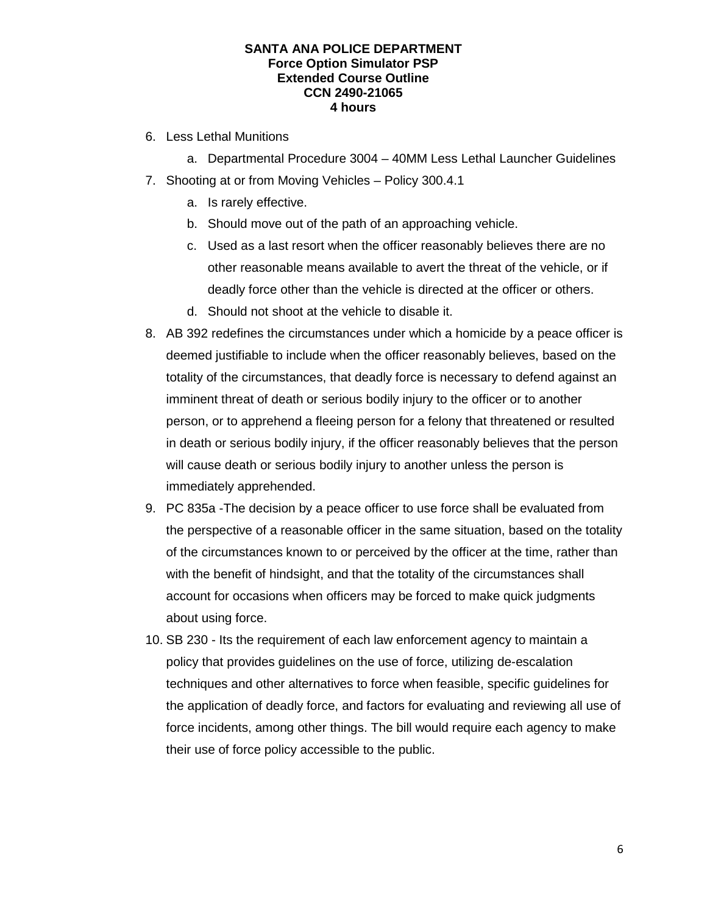6. Less Lethal Munitions
    a. Departmental Procedure 3004 – 40MM Less Lethal Launcher Guidelines
7. Shooting at or from Moving Vehicles – Policy 300.4.1
    a. Is rarely effective.
    b. Should move out of the path of an approaching vehicle.
    c. Used as a last resort when the officer reasonably believes there are no other reasonable means available to avert the threat of the vehicle, or if deadly force other than the vehicle is directed at the officer or others.
    d. Should not shoot at the vehicle to disable it.
8. AB 392 redefines the circumstances under which a homicide by a peace officer is deemed justifiable to include when the officer reasonably believes, based on the totality of the circumstances, that deadly force is necessary to defend against an imminent threat of death or serious bodily injury to the officer or to another person, or to apprehend a fleeing person for a felony that threatened or resulted in death or serious bodily injury, if the officer reasonably believes that the person will cause death or serious bodily injury to another unless the person is immediately apprehended.
9. PC 835a -The decision by a peace officer to use force shall be evaluated from the perspective of a reasonable officer in the same situation, based on the totality of the circumstances known to or perceived by the officer at the time, rather than with the benefit of hindsight, and that the totality of the circumstances shall account for occasions when officers may be forced to make quick judgments about using force.
10. SB 230 - Its the requirement of each law enforcement agency to maintain a policy that provides guidelines on the use of force, utilizing de-escalation techniques and other alternatives to force when feasible, specific guidelines for the application of deadly force, and factors for evaluating and reviewing all use of force incidents, among other things. The bill would require each agency to make their use of force policy accessible to the public.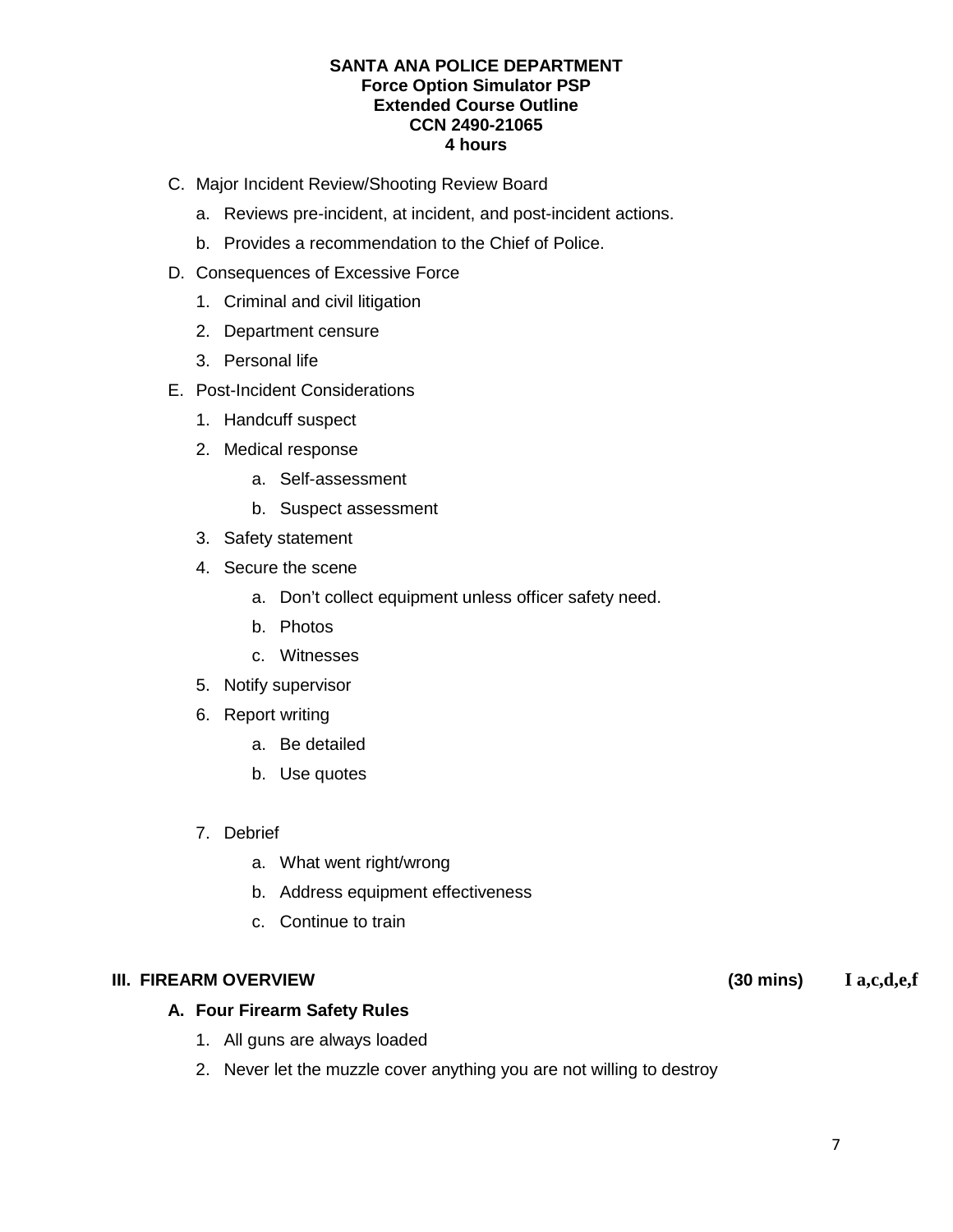C. Major Incident Review/Shooting Review Board

   a. Reviews pre-incident, at incident, and post-incident actions.

   b. Provides a recommendation to the Chief of Police.

D. Consequences of Excessive Force

   1. Criminal and civil litigation

   2. Department censure

   3. Personal life

E. Post-Incident Considerations

   1. Handcuff suspect

   2. Medical response

      a. Self-assessment

      b. Suspect assessment

   3. Safety statement

   4. Secure the scene

      a. Don't collect equipment unless officer safety need.

      b. Photos

      c. Witnesses

   5. Notify supervisor

   6. Report writing

      a. Be detailed

      b. Use quotes

   7. Debrief

      a. What went right/wrong

      b. Address equipment effectiveness

      c. Continue to train

## III. FIREARM OVERVIEW (30 mins) I a,c,d,e,f

### A. Four Firearm Safety Rules

   1. All guns are always loaded

   2. Never let the muzzle cover anything you are not willing to destroy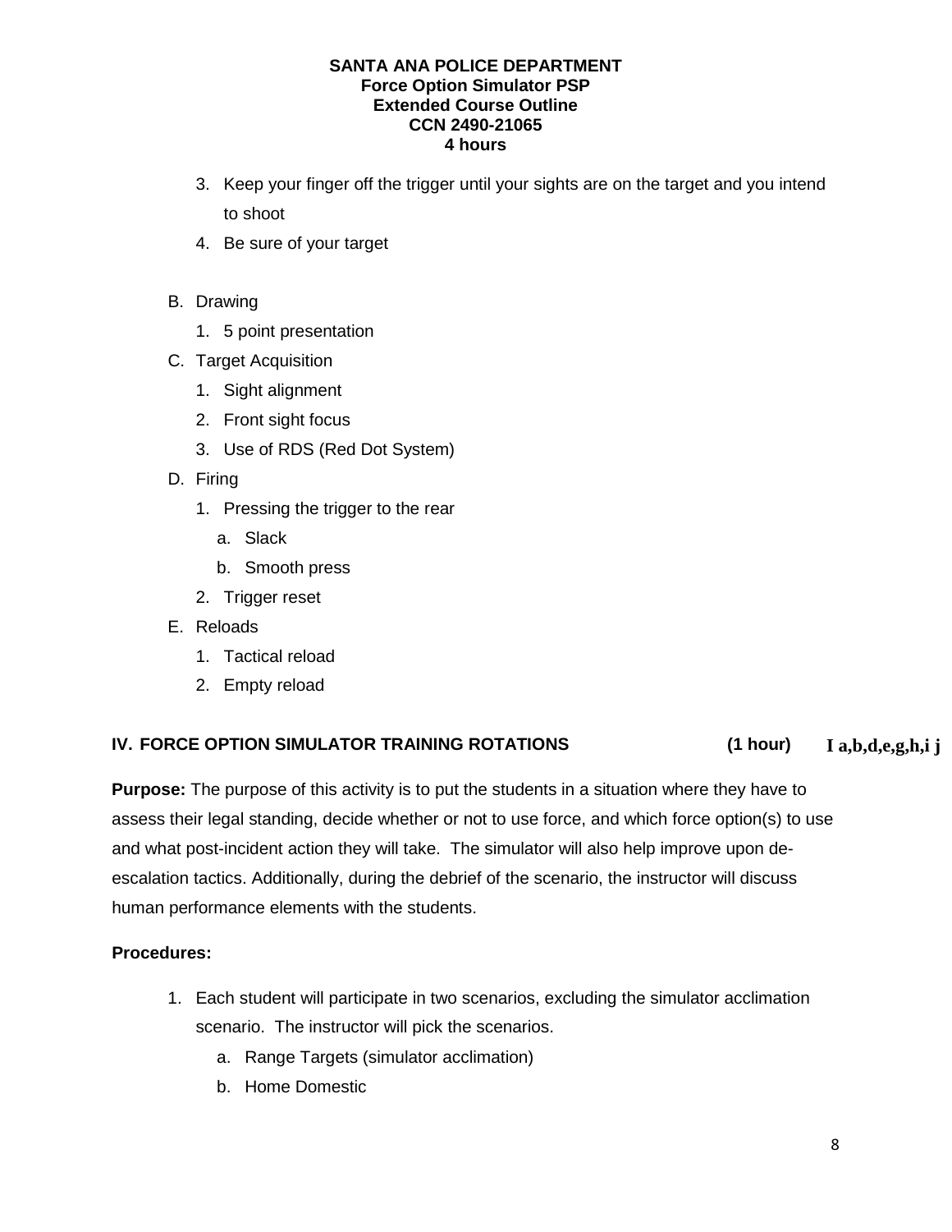3. Keep your finger off the trigger until your sights are on the target and you intend to shoot
4. Be sure of your target

B. Drawing
   1. 5 point presentation

C. Target Acquisition
   1. Sight alignment
   2. Front sight focus
   3. Use of RDS (Red Dot System)

D. Firing
   1. Pressing the trigger to the rear
      a. Slack
      b. Smooth press
   2. Trigger reset

E. Reloads
   1. Tactical reload
   2. Empty reload

## IV. FORCE OPTION SIMULATOR TRAINING ROTATIONS (1 hour) I a,b,d,e,g,h,i j

**Purpose:** The purpose of this activity is to put the students in a situation where they have to assess their legal standing, decide whether or not to use force, and which force option(s) to use and what post-incident action they will take. The simulator will also help improve upon de-escalation tactics. Additionally, during the debrief of the scenario, the instructor will discuss human performance elements with the students.

**Procedures:**

1. Each student will participate in two scenarios, excluding the simulator acclimation scenario. The instructor will pick the scenarios.
   a. Range Targets (simulator acclimation)
   b. Home Domestic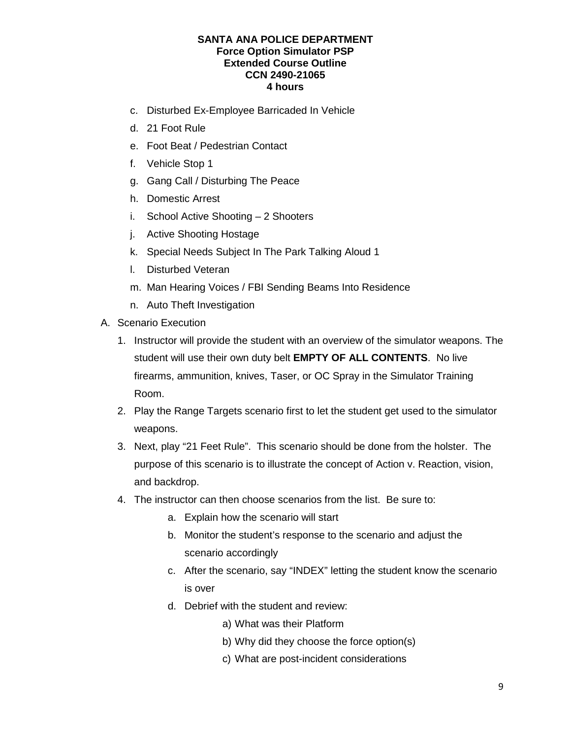c. Disturbed Ex-Employee Barricaded In Vehicle
d. 21 Foot Rule
e. Foot Beat / Pedestrian Contact
f. Vehicle Stop 1
g. Gang Call / Disturbing The Peace
h. Domestic Arrest
i. School Active Shooting – 2 Shooters
j. Active Shooting Hostage
k. Special Needs Subject In The Park Talking Aloud 1
l. Disturbed Veteran
m. Man Hearing Voices / FBI Sending Beams Into Residence
n. Auto Theft Investigation

A. Scenario Execution
   1. Instructor will provide the student with an overview of the simulator weapons. The student will use their own duty belt **EMPTY OF ALL CONTENTS**. No live firearms, ammunition, knives, Taser, or OC Spray in the Simulator Training Room.
   2. Play the Range Targets scenario first to let the student get used to the simulator weapons.
   3. Next, play "21 Feet Rule". This scenario should be done from the holster. The purpose of this scenario is to illustrate the concept of Action v. Reaction, vision, and backdrop.
   4. The instructor can then choose scenarios from the list. Be sure to:
      a. Explain how the scenario will start
      b. Monitor the student's response to the scenario and adjust the scenario accordingly
      c. After the scenario, say "INDEX" letting the student know the scenario is over
      d. Debrief with the student and review:
         a) What was their Platform
         b) Why did they choose the force option(s)
         c) What are post-incident considerations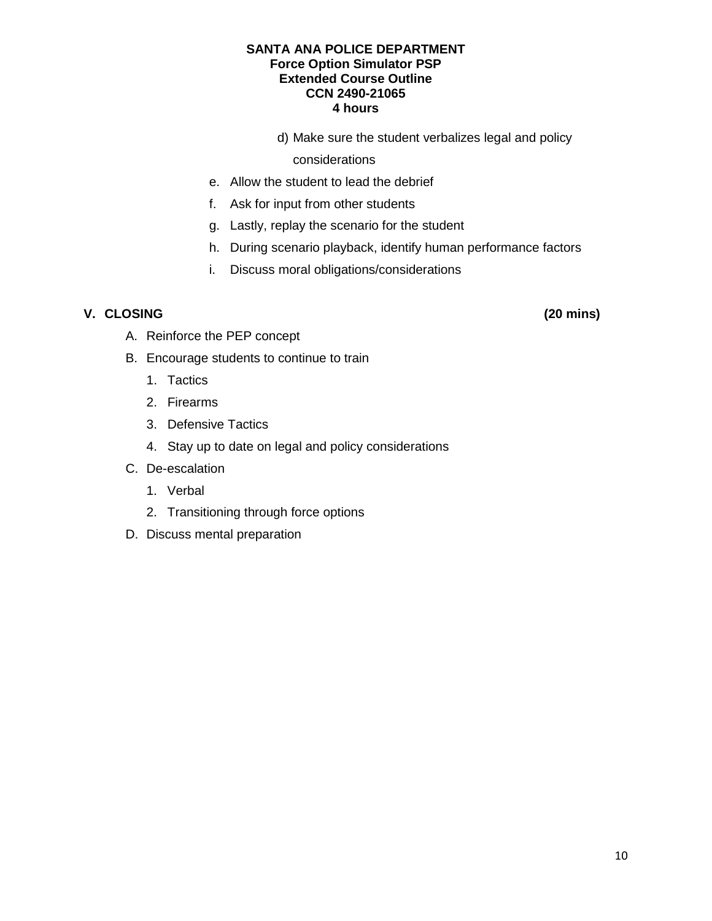d) Make sure the student verbalizes legal and policy considerations

e. Allow the student to lead the debrief

f. Ask for input from other students

g. Lastly, replay the scenario for the student

h. During scenario playback, identify human performance factors

i. Discuss moral obligations/considerations

## V. CLOSING (20 mins)

A. Reinforce the PEP concept

B. Encourage students to continue to train

1. Tactics
2. Firearms
3. Defensive Tactics
4. Stay up to date on legal and policy considerations

C. De-escalation

1. Verbal
2. Transitioning through force options

D. Discuss mental preparation